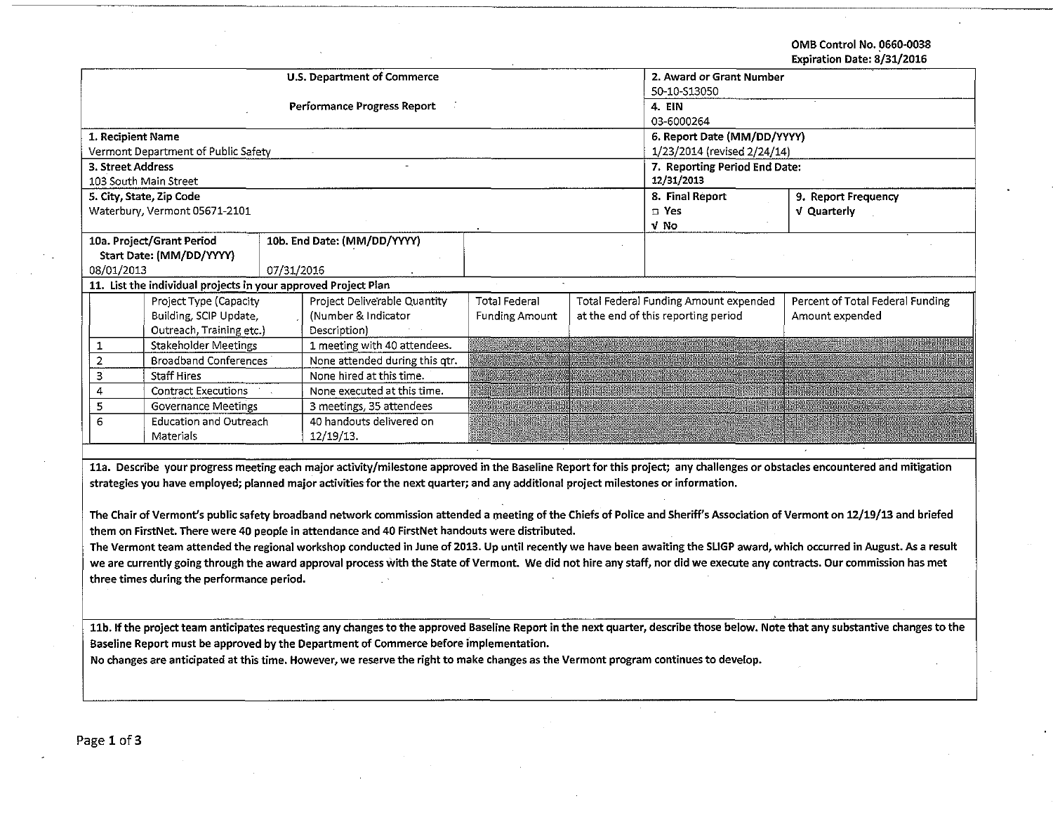OMB Control No. 0660-0038
Expiration Date: 8/31/2016

| U.S. Department of Commerce | | 2. Award or Grant Number | |
|---|---|---|---|
| | | 50-10-S13050 | |
| Performance Progress Report | | 4. EIN | |
| | | 03-6000264 | |
| 1. Recipient Name | | 6. Report Date (MM/DD/YYYY) | |
| Vermont Department of Public Safety | | 1/23/2014 (revised 2/24/14) | |
| 3. Street Address | | 7. Reporting Period End Date: | |
| 103 South Main Street | | 12/31/2013 | |
| 5. City, State, Zip Code | | 8. Final Report | 9. Report Frequency |
| Waterbury, Vermont 05671-2101 | | □ Yes<br>√ No | √ Quarterly |
| 10a. Project/Grant Period Start Date: (MM/DD/YYYY) | 10b. End Date: (MM/DD/YYYY) | | |
| 08/01/2013 | 07/31/2016 | | |

**11. List the individual projects in your approved Project Plan**

| | Project Type (Capacity Building, SCIP Update, Outreach, Training etc.) | Project Deliverable Quantity (Number & Indicator Description) | Total Federal Funding Amount | Total Federal Funding Amount expended at the end of this reporting period | Percent of Total Federal Funding Amount expended |
|---|---|---|---|---|---|
| 1 | Stakeholder Meetings | 1 meeting with 40 attendees. | | | |
| 2 | Broadband Conferences | None attended during this qtr. | | | |
| 3 | Staff Hires | None hired at this time. | | | |
| 4 | Contract Executions | None executed at this time. | | | |
| 5 | Governance Meetings | 3 meetings, 35 attendees | | | |
| 6 | Education and Outreach Materials | 40 handouts delivered on 12/19/13. | | | |

**11a. Describe your progress meeting each major activity/milestone approved in the Baseline Report for this project; any challenges or obstacles encountered and mitigation strategies you have employed; planned major activities for the next quarter; and any additional project milestones or information.**

**The Chair of Vermont's public safety broadband network commission attended a meeting of the Chiefs of Police and Sheriff's Association of Vermont on 12/19/13 and briefed them on FirstNet. There were 40 people in attendance and 40 FirstNet handouts were distributed.**
**The Vermont team attended the regional workshop conducted in June of 2013. Up until recently we have been awaiting the SLIGP award, which occurred in August. As a result we are currently going through the award approval process with the State of Vermont. We did not hire any staff, nor did we execute any contracts. Our commission has met three times during the performance period.**

**11b. If the project team anticipates requesting any changes to the approved Baseline Report in the next quarter, describe those below. Note that any substantive changes to the Baseline Report must be approved by the Department of Commerce before implementation.**
**No changes are anticipated at this time. However, we reserve the right to make changes as the Vermont program continues to develop.**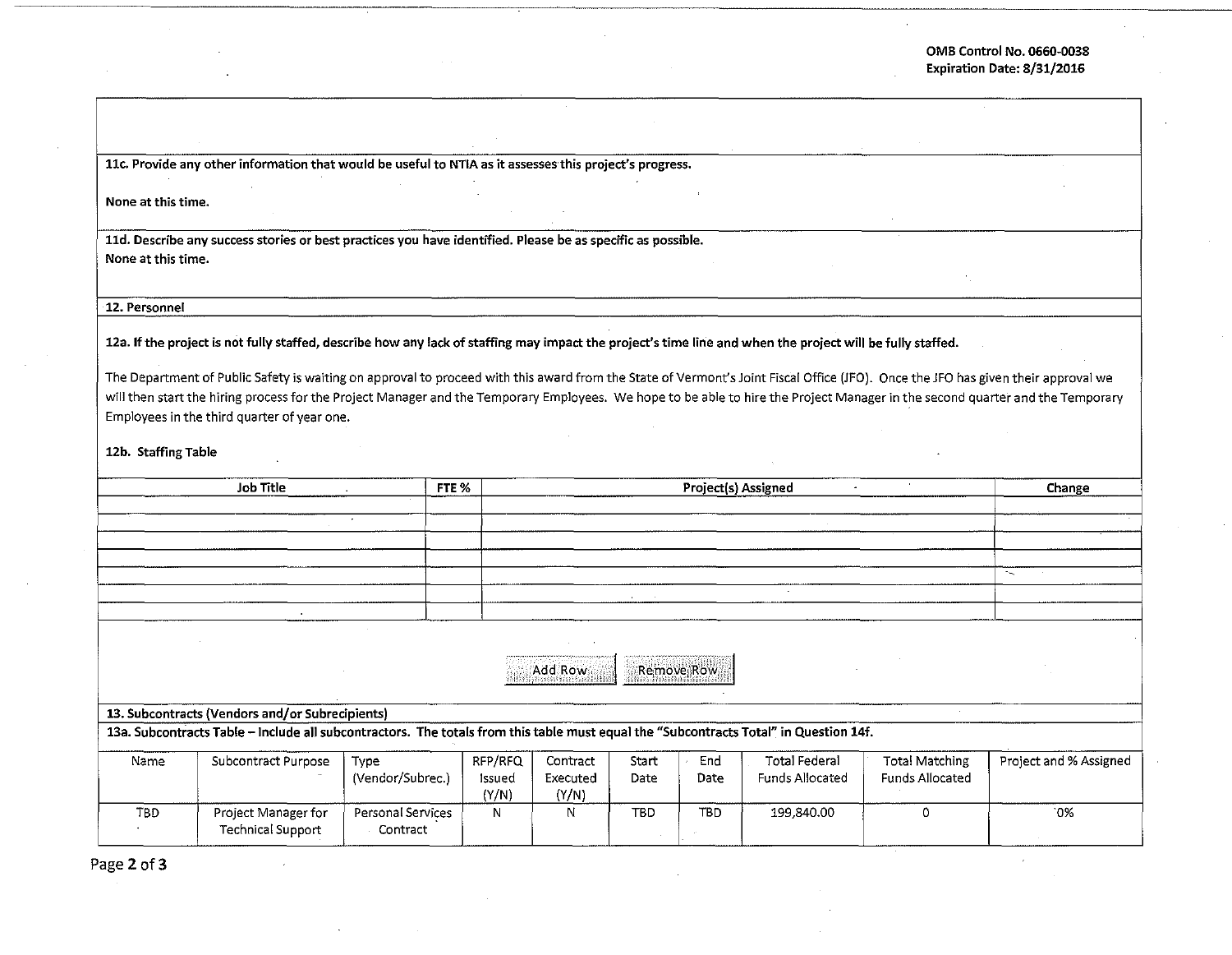**11c. Provide any other information that would be useful to NTIA as it assesses this project's progress.**

**None at this time.**

**11d. Describe any success stories or best practices you have identified. Please be as specific as possible.**

**None at this time.**

**12. Personnel**

**12a. If the project is not fully staffed, describe how any lack of staffing may impact the project's time line and when the project will be fully staffed.**

The Department of Public Safety is waiting on approval to proceed with this award from the State of Vermont's Joint Fiscal Office (JFO). Once the JFO has given their approval we will then start the hiring process for the Project Manager and the Temporary Employees. We hope to be able to hire the Project Manager in the second quarter and the Temporary Employees in the third quarter of year one.

**12b. Staffing Table**

| Job Title | FTE % | Project(s) Assigned | Change |
|---|---|---|---|
| | | | |
| | | | |
| | | | |
| | | | |
| | | | |
| | | | |

**13. Subcontracts (Vendors and/or Subrecipients)**

**13a. Subcontracts Table – Include all subcontractors. The totals from this table must equal the "Subcontracts Total" in Question 14f.**

| Name | Subcontract Purpose | Type (Vendor/Subrec.) | RFP/RFQ Issued (Y/N) | Contract Executed (Y/N) | Start Date | End Date | Total Federal Funds Allocated | Total Matching Funds Allocated | Project and % Assigned |
|---|---|---|---|---|---|---|---|---|---|
| TBD | Project Manager for Technical Support | Personal Services Contract | N | N | TBD | TBD | 199,840.00 | 0 | 0% |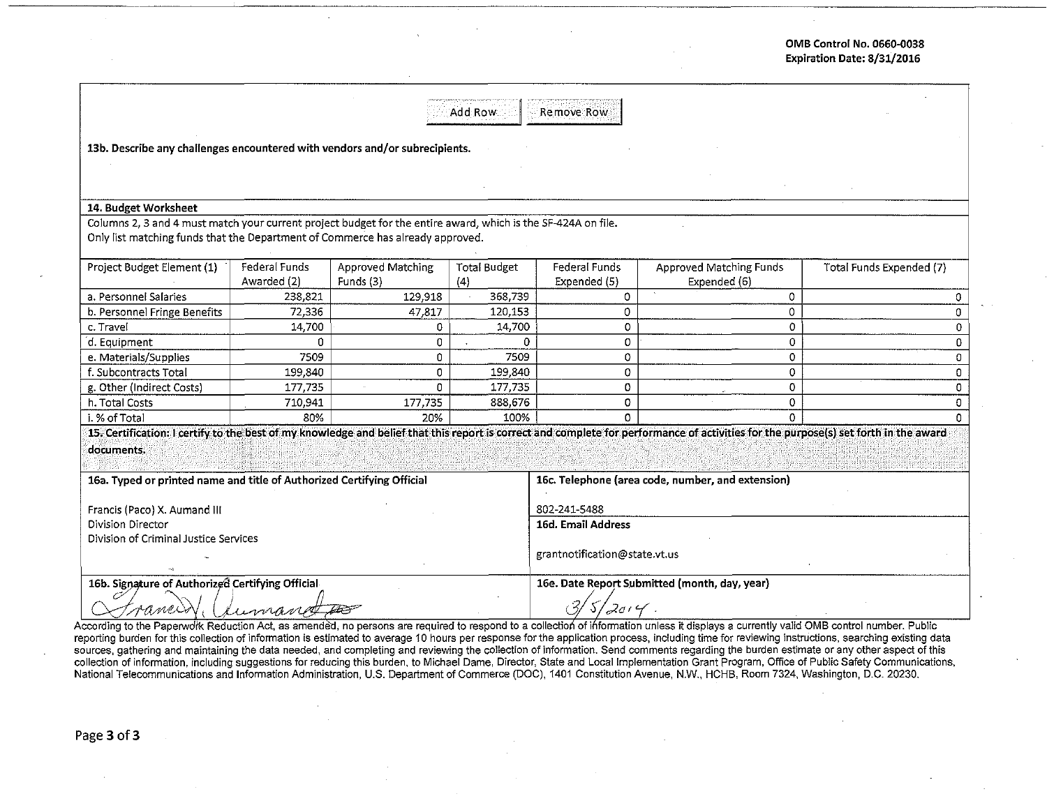OMB Control No. 0660-0038
Expiration Date: 8/31/2016

Add Row Remove Row

**13b. Describe any challenges encountered with vendors and/or subrecipients.**

**14. Budget Worksheet**

Columns 2, 3 and 4 must match your current project budget for the entire award, which is the SF-424A on file.
Only list matching funds that the Department of Commerce has already approved.

| Project Budget Element (1) | Federal Funds Awarded (2) | Approved Matching Funds (3) | Total Budget (4) | Federal Funds Expended (5) | Approved Matching Funds Expended (6) | Total Funds Expended (7) |
|---|---|---|---|---|---|---|
| a. Personnel Salaries | 238,821 | 129,918 | 368,739 | 0 | 0 | 0 |
| b. Personnel Fringe Benefits | 72,336 | 47,817 | 120,153 | 0 | 0 | 0 |
| c. Travel | 14,700 | 0 | 14,700 | 0 | 0 | 0 |
| d. Equipment | 0 | 0 | 0 | 0 | 0 | 0 |
| e. Materials/Supplies | 7509 | 0 | 7509 | 0 | 0 | 0 |
| f. Subcontracts Total | 199,840 | 0 | 199,840 | 0 | 0 | 0 |
| g. Other (Indirect Costs) | 177,735 | 0 | 177,735 | 0 | 0 | 0 |
| h. Total Costs | 710,941 | 177,735 | 888,676 | 0 | 0 | 0 |
| i. % of Total | 80% | 20% | 100% | 0 | 0 | 0 |

**15. Certification: I certify to the best of my knowledge and belief that this report is correct and complete for performance of activities for the purpose(s) set forth in the award documents.**

**16a. Typed or printed name and title of Authorized Certifying Official**

Francis (Paco) X. Aumand III
Division Director
Division of Criminal Justice Services

**16c. Telephone (area code, number, and extension)**

802-241-5488

**16d. Email Address**

grantnotification@state.vt.us

**16b. Signature of Authorized Certifying Official**

Francis X. Aumand III

**16e. Date Report Submitted (month, day, year)**

3/5/2014

According to the Paperwork Reduction Act, as amended, no persons are required to respond to a collection of information unless it displays a currently valid OMB control number. Public reporting burden for this collection of information is estimated to average 10 hours per response for the application process, including time for reviewing instructions, searching existing data sources, gathering and maintaining the data needed, and completing and reviewing the collection of information. Send comments regarding the burden estimate or any other aspect of this collection of information, including suggestions for reducing this burden, to Michael Dame, Director, State and Local Implementation Grant Program, Office of Public Safety Communications, National Telecommunications and Information Administration, U.S. Department of Commerce (DOC), 1401 Constitution Avenue, N.W., HCHB, Room 7324, Washington, D.C. 20230.